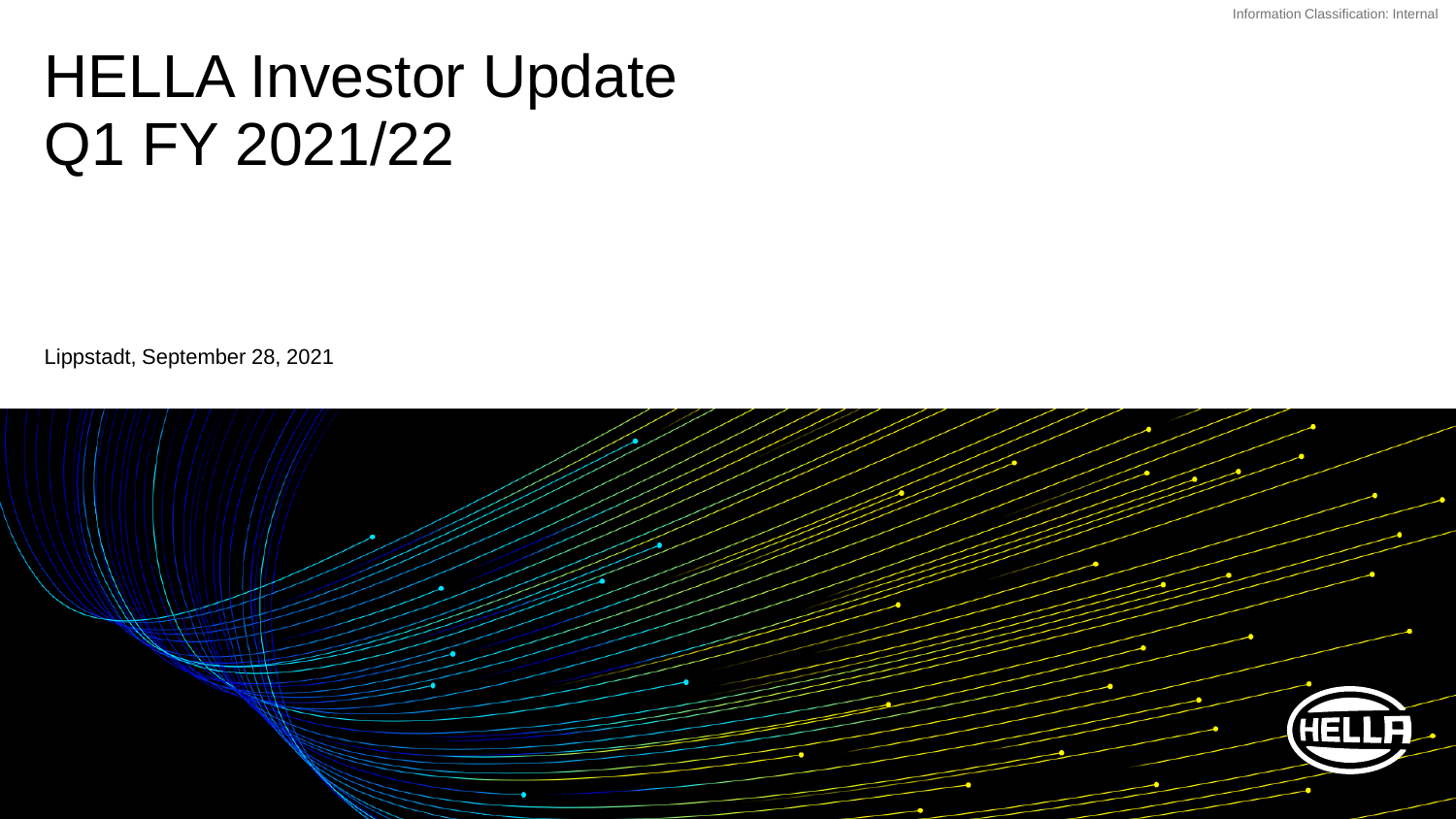Information Classification: Internal

# HELLA Investor Update Q1 FY 2021/22

Lippstadt, September 28, 2021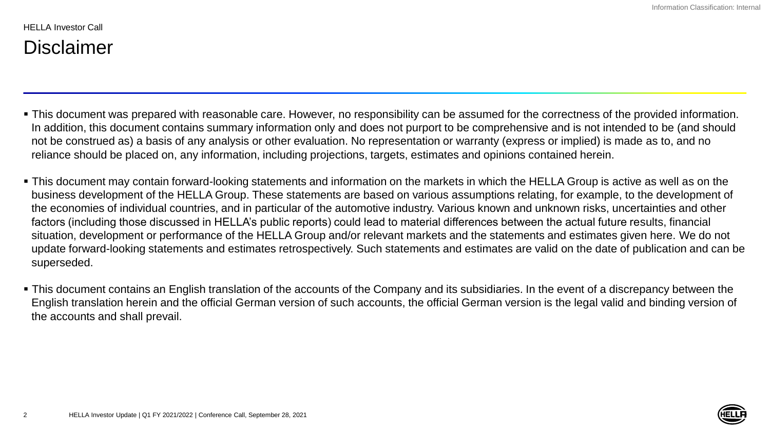HELLA Investor Call

# Disclaimer

- This document was prepared with reasonable care. However, no responsibility can be assumed for the correctness of the provided information. In addition, this document contains summary information only and does not purport to be comprehensive and is not intended to be (and should not be construed as) a basis of any analysis or other evaluation. No representation or warranty (express or implied) is made as to, and no reliance should be placed on, any information, including projections, targets, estimates and opinions contained herein.
- This document may contain forward-looking statements and information on the markets in which the HELLA Group is active as well as on the business development of the HELLA Group. These statements are based on various assumptions relating, for example, to the development of the economies of individual countries, and in particular of the automotive industry. Various known and unknown risks, uncertainties and other factors (including those discussed in HELLA's public reports) could lead to material differences between the actual future results, financial situation, development or performance of the HELLA Group and/or relevant markets and the statements and estimates given here. We do not update forward-looking statements and estimates retrospectively. Such statements and estimates are valid on the date of publication and can be superseded.
- This document contains an English translation of the accounts of the Company and its subsidiaries. In the event of a discrepancy between the English translation herein and the official German version of such accounts, the official German version is the legal valid and binding version of the accounts and shall prevail.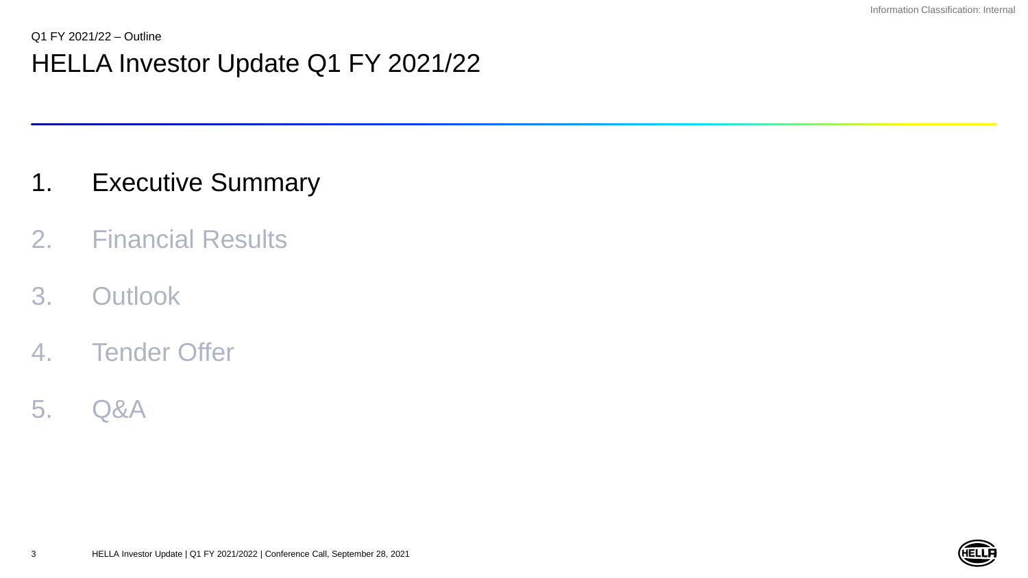Q1 FY 2021/22 – Outline

# HELLA Investor Update Q1 FY 2021/22

1. Executive Summary
2. Financial Results
3. Outlook
4. Tender Offer
5. Q&A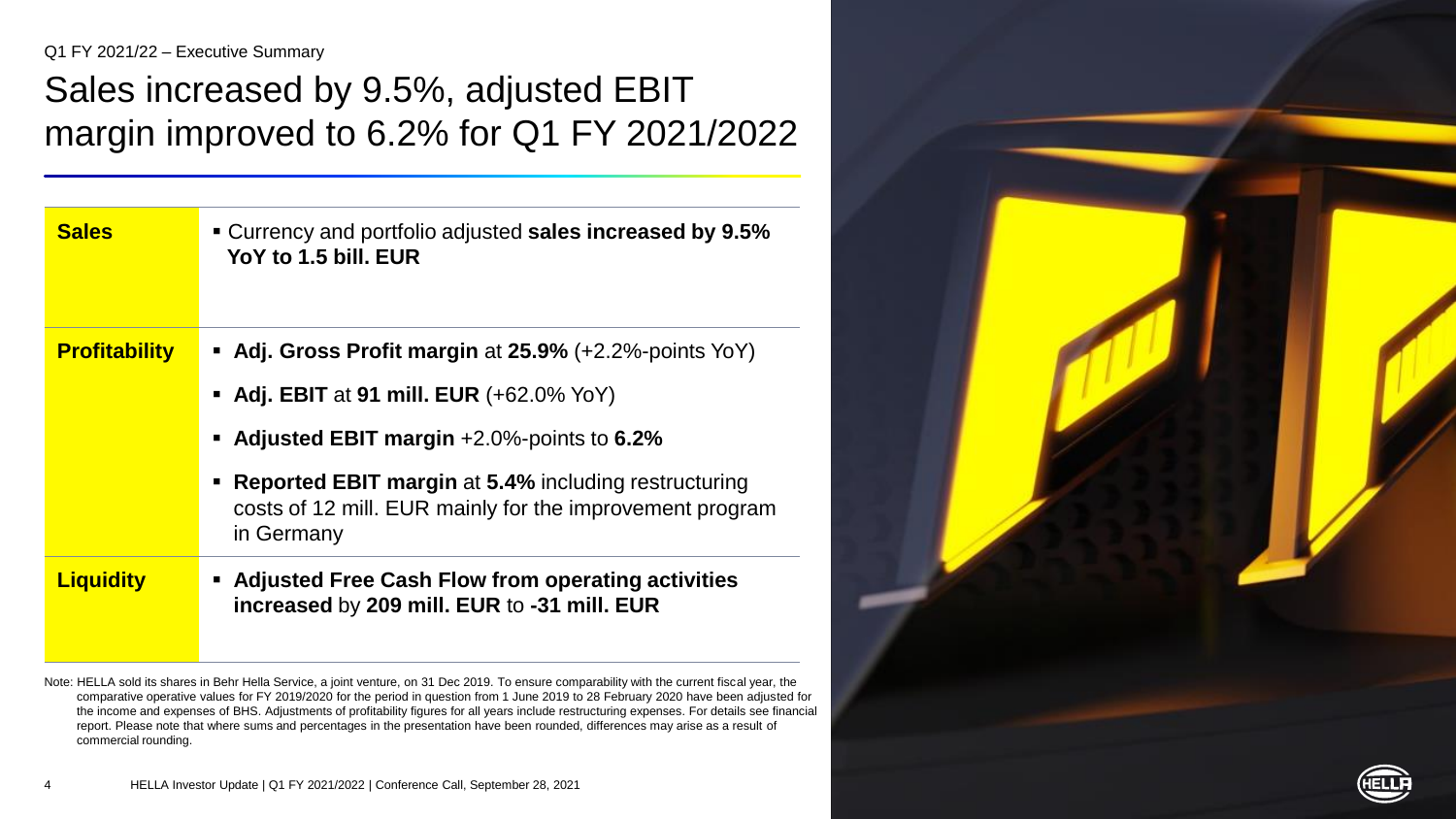Q1 FY 2021/22 – Executive Summary

# Sales increased by 9.5%, adjusted EBIT margin improved to 6.2% for Q1 FY 2021/2022

| | |
|---|---|
| **Sales** | ▪ Currency and portfolio adjusted **sales increased by 9.5% YoY to 1.5 bill. EUR** |
| **Profitability** | ▪ **Adj. Gross Profit margin** at **25.9%** (+2.2%-points YoY)<br>▪ **Adj. EBIT** at **91 mill. EUR** (+62.0% YoY)<br>▪ **Adjusted EBIT margin** +2.0%-points to **6.2%**<br>▪ **Reported EBIT margin** at **5.4%** including restructuring costs of 12 mill. EUR mainly for the improvement program in Germany |
| **Liquidity** | ▪ **Adjusted Free Cash Flow from operating activities increased** by **209 mill. EUR** to **-31 mill. EUR** |

Note: HELLA sold its shares in Behr Hella Service, a joint venture, on 31 Dec 2019. To ensure comparability with the current fiscal year, the comparative operative values for FY 2019/2020 for the period in question from 1 June 2019 to 28 February 2020 have been adjusted for the income and expenses of BHS. Adjustments of profitability figures for all years include restructuring expenses. For details see financial report. Please note that where sums and percentages in the presentation have been rounded, differences may arise as a result of commercial rounding.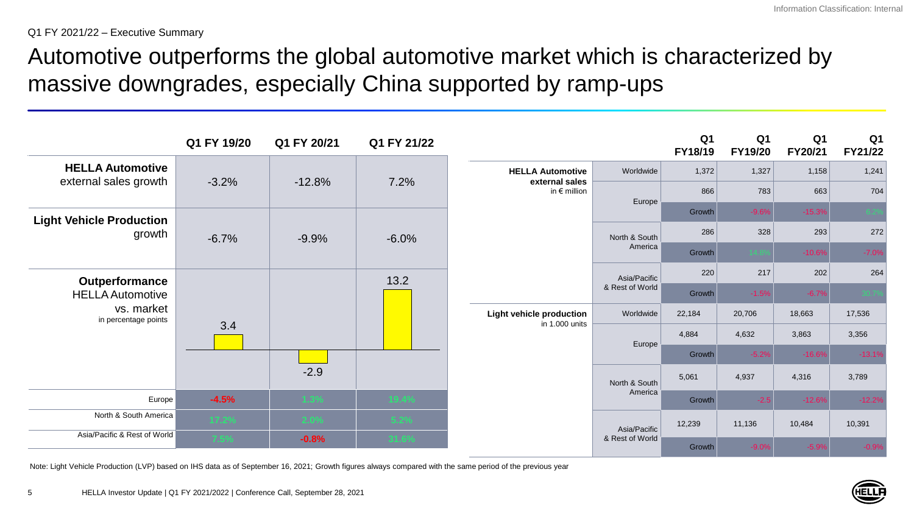Q1 FY 2021/22 – Executive Summary

# Automotive outperforms the global automotive market which is characterized by massive downgrades, especially China supported by ramp-ups

| | Q1 FY 19/20 | Q1 FY 20/21 | Q1 FY 21/22 |
|---|---|---|---|
| **HELLA Automotive** external sales growth | -3.2% | -12.8% | 7.2% |
| **Light Vehicle Production** growth | -6.7% | -9.9% | -6.0% |
| **Outperformance** HELLA Automotive vs. market in percentage points | 3.4 | -2.9 | 13.2 |
| Europe | -4.5% | 1.3% | 19.4% |
| North & South America | 17.2% | 2.0% | 5.2% |
| Asia/Pacific & Rest of World | 7.5% | -0.8% | 31.6% |

| | | | Q1 FY18/19 | Q1 FY19/20 | Q1 FY20/21 | Q1 FY21/22 |
|---|---|---|---|---|---|---|
| **HELLA Automotive external sales** in € million | Worldwide | | 1,372 | 1,327 | 1,158 | 1,241 |
| | Europe | | 866 | 783 | 663 | 704 |
| | | Growth | | -9.6% | -15.3% | 6.2% |
| | North & South America | | 286 | 328 | 293 | 272 |
| | | Growth | | 14.8% | -10.6% | -7.0% |
| | Asia/Pacific & Rest of World | | 220 | 217 | 202 | 264 |
| | | Growth | | -1.5% | -6.7% | 30.7% |
| **Light vehicle production** in 1.000 units | Worldwide | | 22,184 | 20,706 | 18,663 | 17,536 |
| | Europe | | 4,884 | 4,632 | 3,863 | 3,356 |
| | | Growth | | -5.2% | -16.6% | -13.1% |
| | North & South America | | 5,061 | 4,937 | 4,316 | 3,789 |
| | | Growth | | -2.5 | -12.6% | -12.2% |
| | Asia/Pacific & Rest of World | | 12,239 | 11,136 | 10,484 | 10,391 |
| | | Growth | | -9.0% | -5.9% | -0.9% |

Note: Light Vehicle Production (LVP) based on IHS data as of September 16, 2021; Growth figures always compared with the same period of the previous year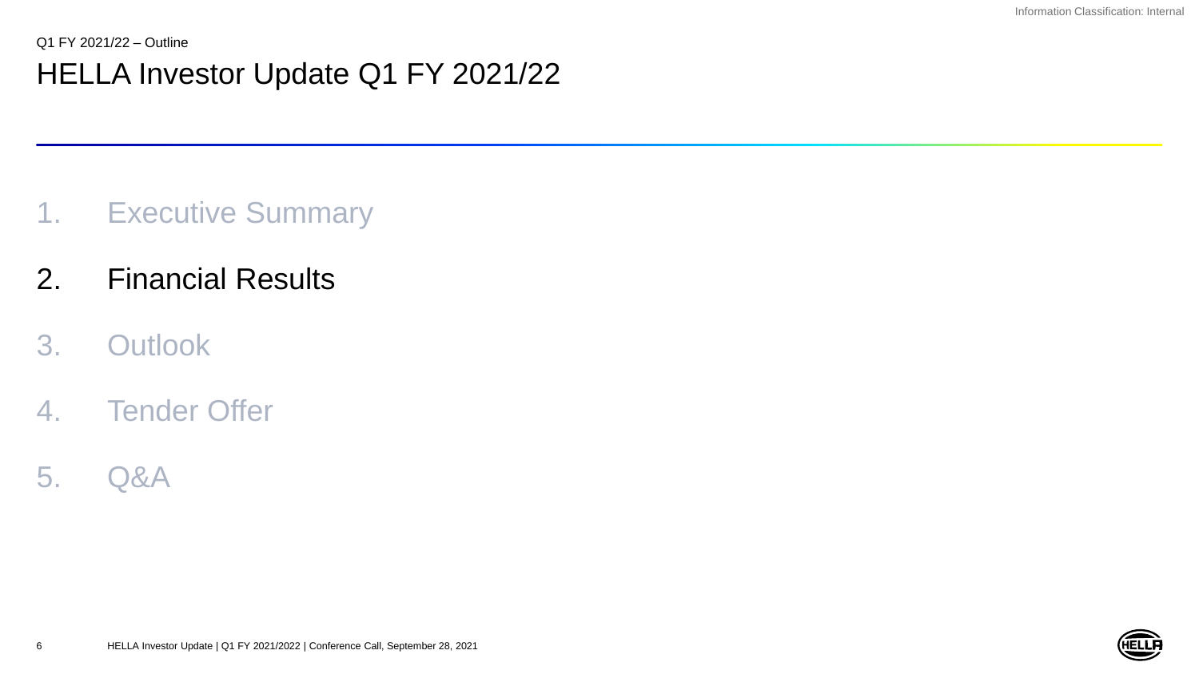Q1 FY 2021/22 – Outline

# HELLA Investor Update Q1 FY 2021/22

1. Executive Summary
2. **Financial Results**
3. Outlook
4. Tender Offer
5. Q&A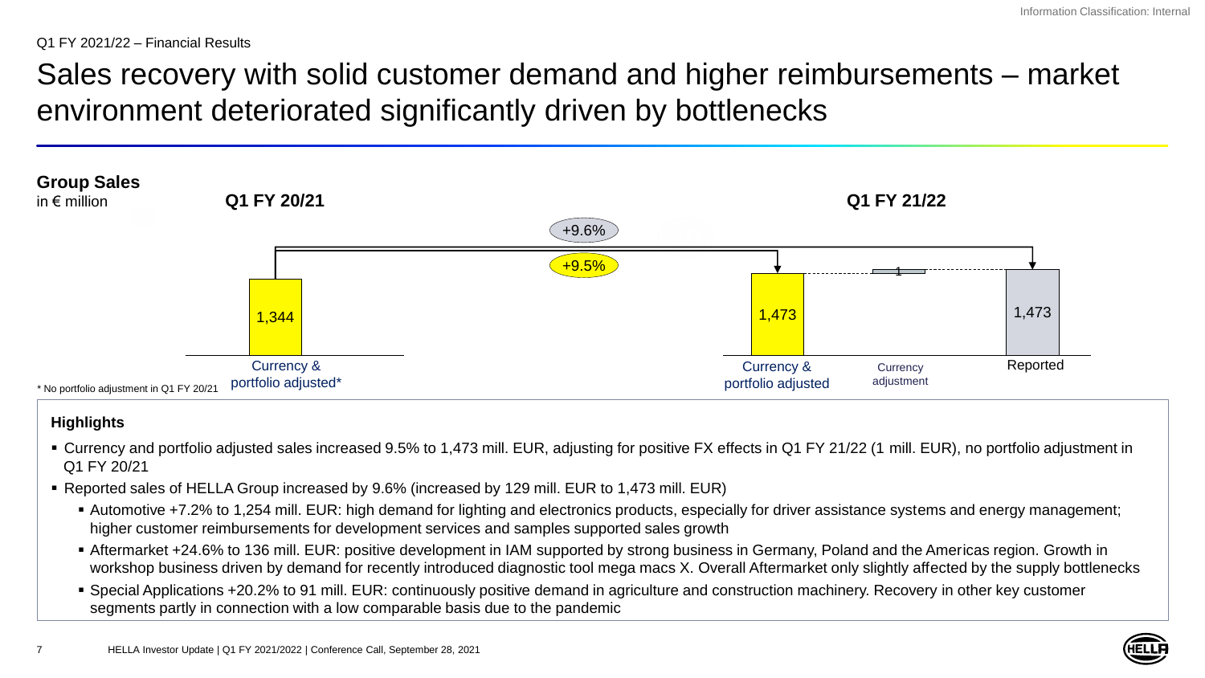Q1 FY 2021/22 – Financial Results

# Sales recovery with solid customer demand and higher reimbursements – market environment deteriorated significantly driven by bottlenecks

**Group Sales**
in € million

**Q1 FY 20/21**

**Q1 FY 21/22**

+9.6%

+9.5%

1,344

Currency & portfolio adjusted*

1,473

Currency & portfolio adjusted

1

Currency adjustment

1,473

Reported

\* No portfolio adjustment in Q1 FY 20/21

**Highlights**

- Currency and portfolio adjusted sales increased 9.5% to 1,473 mill. EUR, adjusting for positive FX effects in Q1 FY 21/22 (1 mill. EUR), no portfolio adjustment in Q1 FY 20/21
- Reported sales of HELLA Group increased by 9.6% (increased by 129 mill. EUR to 1,473 mill. EUR)
  - Automotive +7.2% to 1,254 mill. EUR: high demand for lighting and electronics products, especially for driver assistance systems and energy management; higher customer reimbursements for development services and samples supported sales growth
  - Aftermarket +24.6% to 136 mill. EUR: positive development in IAM supported by strong business in Germany, Poland and the Americas region. Growth in workshop business driven by demand for recently introduced diagnostic tool mega macs X. Overall Aftermarket only slightly affected by the supply bottlenecks
  - Special Applications +20.2% to 91 mill. EUR: continuously positive demand in agriculture and construction machinery. Recovery in other key customer segments partly in connection with a low comparable basis due to the pandemic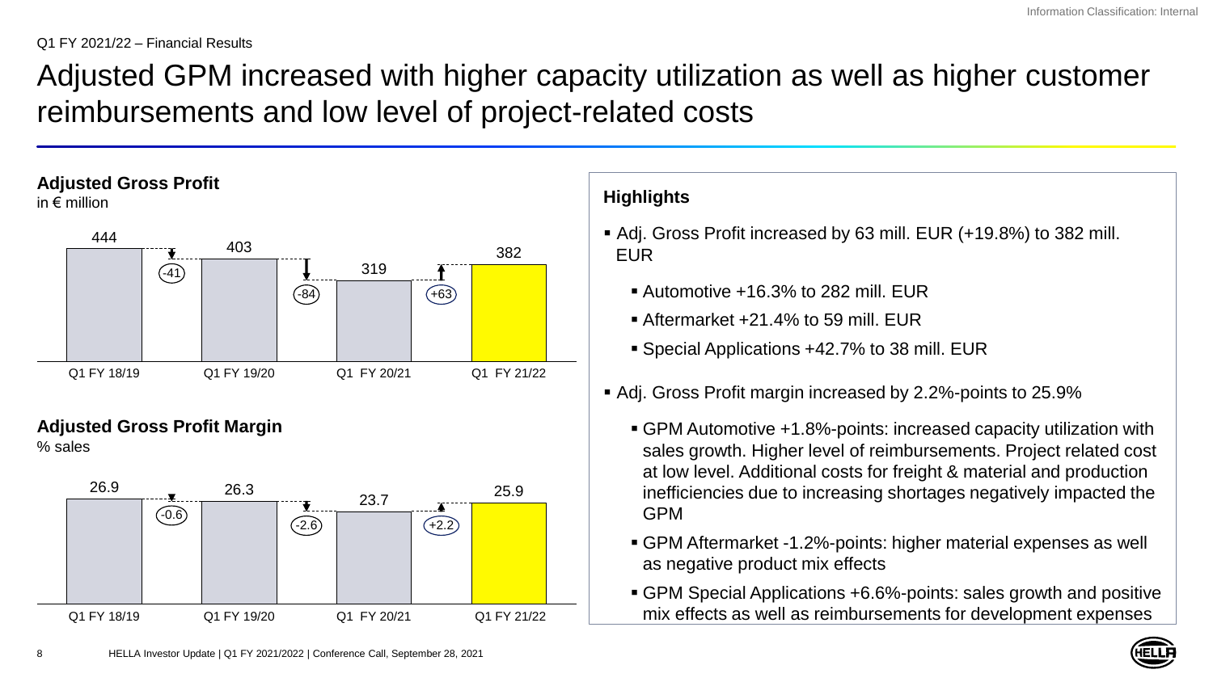Q1 FY 2021/22 – Financial Results

# Adjusted GPM increased with higher capacity utilization as well as higher customer reimbursements and low level of project-related costs

**Adjusted Gross Profit**
in € million

444
-41
403
-84
319
+63
382

Q1 FY 18/19
Q1 FY 19/20
Q1 FY 20/21
Q1 FY 21/22

**Adjusted Gross Profit Margin**
% sales

26.9
-0.6
26.3
-2.6
23.7
+2.2
25.9

Q1 FY 18/19
Q1 FY 19/20
Q1 FY 20/21
Q1 FY 21/22

**Highlights**

- Adj. Gross Profit increased by 63 mill. EUR (+19.8%) to 382 mill. EUR
  - Automotive +16.3% to 282 mill. EUR
  - Aftermarket +21.4% to 59 mill. EUR
  - Special Applications +42.7% to 38 mill. EUR
- Adj. Gross Profit margin increased by 2.2%-points to 25.9%
  - GPM Automotive +1.8%-points: increased capacity utilization with sales growth. Higher level of reimbursements. Project related cost at low level. Additional costs for freight & material and production inefficiencies due to increasing shortages negatively impacted the GPM
  - GPM Aftermarket -1.2%-points: higher material expenses as well as negative product mix effects
  - GPM Special Applications +6.6%-points: sales growth and positive mix effects as well as reimbursements for development expenses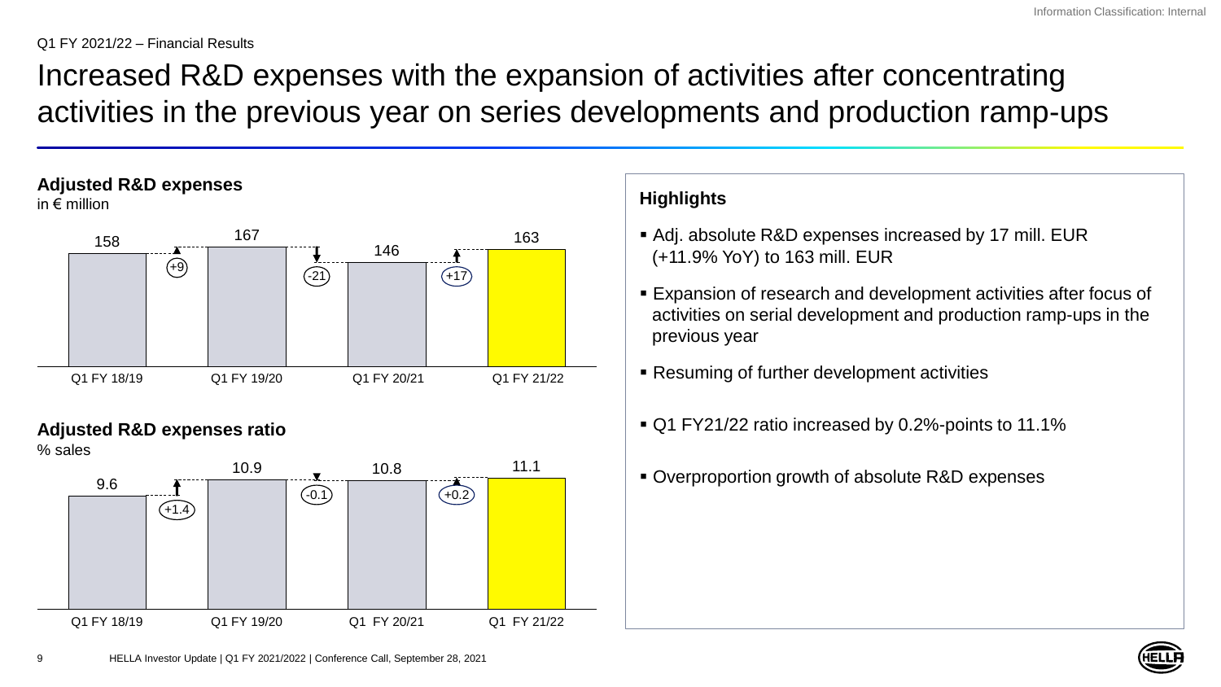Q1 FY 2021/22 – Financial Results

# Increased R&D expenses with the expansion of activities after concentrating activities in the previous year on series developments and production ramp-ups

**Adjusted R&D expenses**
in € million

158
+9
167
-21
146
+17
163

Q1 FY 18/19
Q1 FY 19/20
Q1 FY 20/21
Q1 FY 21/22

**Adjusted R&D expenses ratio**
% sales

9.6
+1.4
10.9
-0.1
10.8
+0.2
11.1

Q1 FY 18/19
Q1 FY 19/20
Q1 FY 20/21
Q1 FY 21/22

**Highlights**

- Adj. absolute R&D expenses increased by 17 mill. EUR (+11.9% YoY) to 163 mill. EUR
- Expansion of research and development activities after focus of activities on serial development and production ramp-ups in the previous year
- Resuming of further development activities
- Q1 FY21/22 ratio increased by 0.2%-points to 11.1%
- Overproportion growth of absolute R&D expenses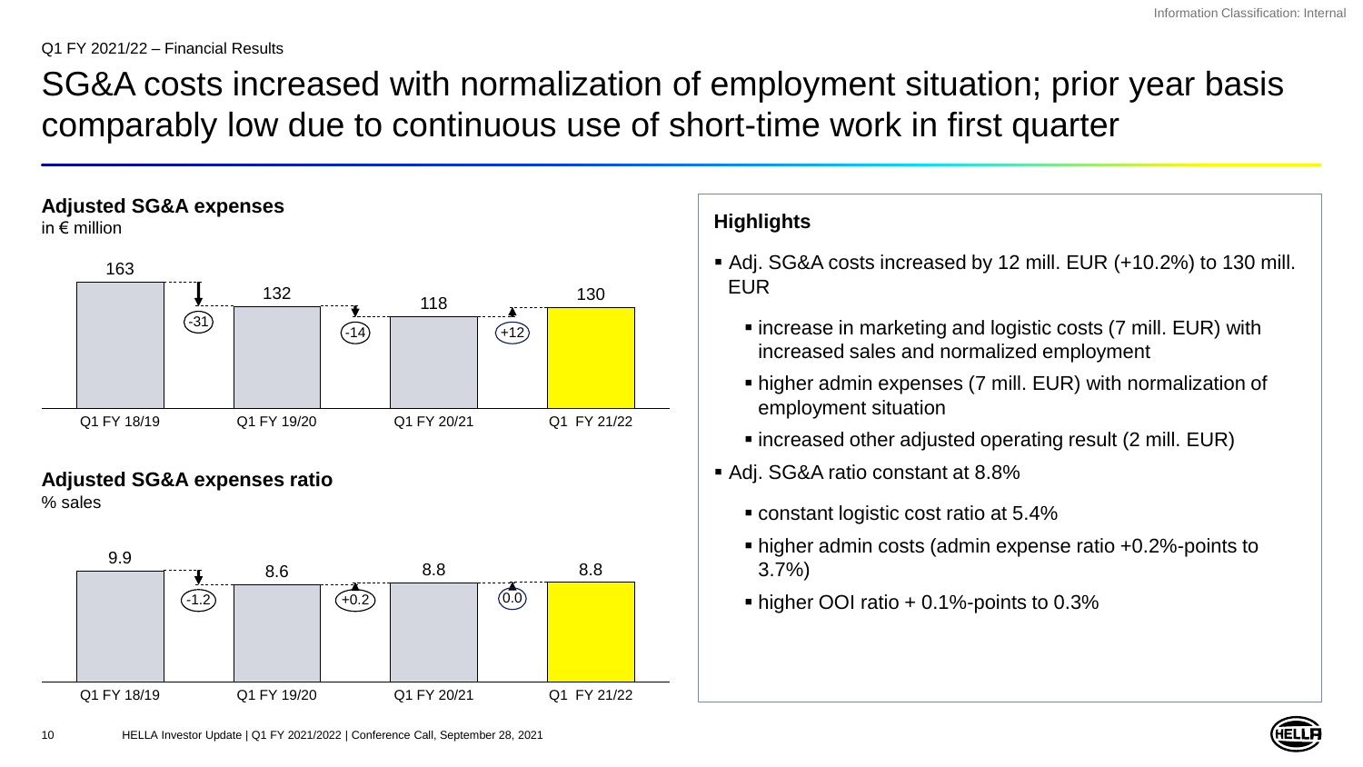Q1 FY 2021/22 – Financial Results

# SG&A costs increased with normalization of employment situation; prior year basis comparably low due to continuous use of short-time work in first quarter

**Adjusted SG&A expenses**
in € million

163
-31
132
-14
118
+12
130

Q1 FY 18/19
Q1 FY 19/20
Q1 FY 20/21
Q1 FY 21/22

**Adjusted SG&A expenses ratio**
% sales

9.9
-1.2
8.6
+0.2
8.8
0.0
8.8

Q1 FY 18/19
Q1 FY 19/20
Q1 FY 20/21
Q1 FY 21/22

**Highlights**

- Adj. SG&A costs increased by 12 mill. EUR (+10.2%) to 130 mill. EUR
  - increase in marketing and logistic costs (7 mill. EUR) with increased sales and normalized employment
  - higher admin expenses (7 mill. EUR) with normalization of employment situation
  - increased other adjusted operating result (2 mill. EUR)
- Adj. SG&A ratio constant at 8.8%
  - constant logistic cost ratio at 5.4%
  - higher admin costs (admin expense ratio +0.2%-points to 3.7%)
  - higher OOI ratio + 0.1%-points to 0.3%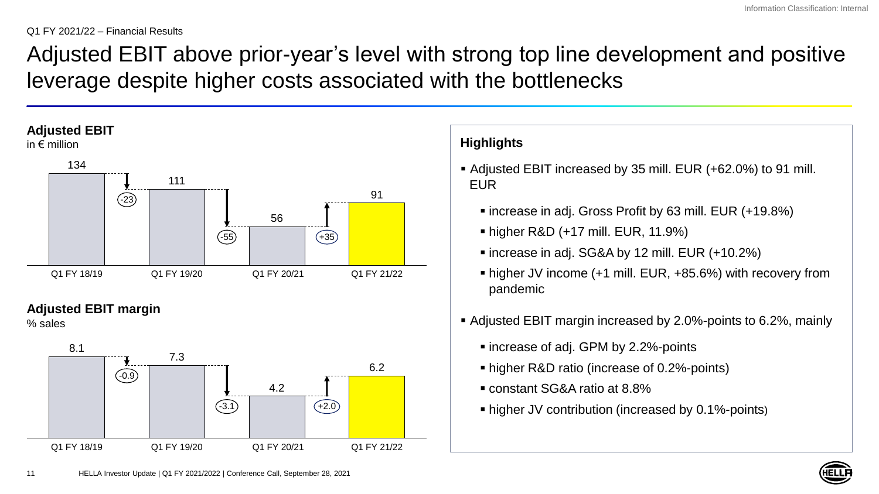Q1 FY 2021/22 – Financial Results

# Adjusted EBIT above prior-year's level with strong top line development and positive leverage despite higher costs associated with the bottlenecks

**Adjusted EBIT**
in € million

134
-23
111
-55
56
+35
91

Q1 FY 18/19
Q1 FY 19/20
Q1 FY 20/21
Q1 FY 21/22

**Adjusted EBIT margin**
% sales

8.1
-0.9
7.3
-3.1
4.2
+2.0
6.2

Q1 FY 18/19
Q1 FY 19/20
Q1 FY 20/21
Q1 FY 21/22

**Highlights**

- Adjusted EBIT increased by 35 mill. EUR (+62.0%) to 91 mill. EUR
  - increase in adj. Gross Profit by 63 mill. EUR (+19.8%)
  - higher R&D (+17 mill. EUR, 11.9%)
  - increase in adj. SG&A by 12 mill. EUR (+10.2%)
  - higher JV income (+1 mill. EUR, +85.6%) with recovery from pandemic
- Adjusted EBIT margin increased by 2.0%-points to 6.2%, mainly
  - increase of adj. GPM by 2.2%-points
  - higher R&D ratio (increase of 0.2%-points)
  - constant SG&A ratio at 8.8%
  - higher JV contribution (increased by 0.1%-points)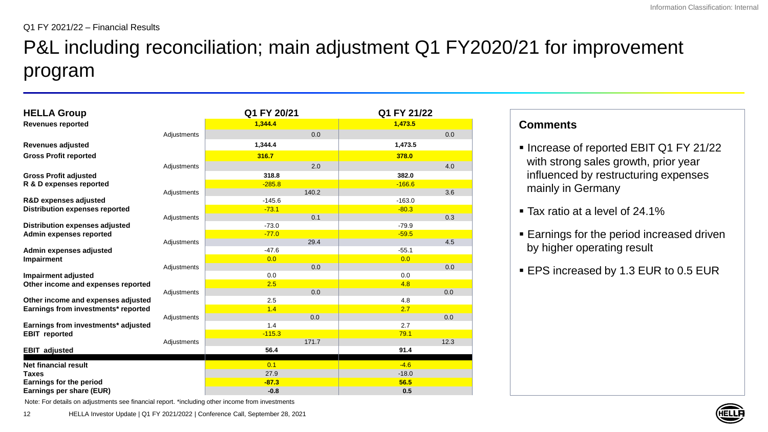Q1 FY 2021/22 – Financial Results

# P&L including reconciliation; main adjustment Q1 FY2020/21 for improvement program

| HELLA Group | | Q1 FY 20/21 | Q1 FY 21/22 |
|---|---|---|---|
| **Revenues reported** | | **1,344.4** | **1,473.5** |
| | Adjustments | 0.0 | 0.0 |
| **Revenues adjusted** | | **1,344.4** | **1,473.5** |
| **Gross Profit reported** | | **316.7** | **378.0** |
| | Adjustments | 2.0 | 4.0 |
| **Gross Profit adjusted** | | **318.8** | **382.0** |
| **R & D expenses reported** | | -285.8 | -166.6 |
| | Adjustments | 140.2 | 3.6 |
| **R&D expenses adjusted** | | -145.6 | -163.0 |
| **Distribution expenses reported** | | -73.1 | -80.3 |
| | Adjustments | 0.1 | 0.3 |
| **Distribution expenses adjusted** | | -73.0 | -79.9 |
| **Admin expenses reported** | | -77.0 | -59.5 |
| | Adjustments | 29.4 | 4.5 |
| **Admin expenses adjusted** | | -47.6 | -55.1 |
| **Impairment** | | 0.0 | 0.0 |
| | Adjustments | 0.0 | 0.0 |
| **Impairment adjusted** | | 0.0 | 0.0 |
| **Other income and expenses reported** | | 2.5 | 4.8 |
| | Adjustments | 0.0 | 0.0 |
| **Other income and expenses adjusted** | | 2.5 | 4.8 |
| **Earnings from investments* reported** | | 1.4 | 2.7 |
| | Adjustments | 0.0 | 0.0 |
| **Earnings from investments* adjusted** | | 1.4 | 2.7 |
| **EBIT reported** | | -115.3 | 79.1 |
| | Adjustments | 171.7 | 12.3 |
| **EBIT adjusted** | | **56.4** | **91.4** |
| **Net financial result** | | 0.1 | -4.6 |
| **Taxes** | | 27.9 | -18.0 |
| **Earnings for the period** | | **-87.3** | **56.5** |
| **Earnings per share (EUR)** | | **-0.8** | **0.5** |

Note: For details on adjustments see financial report. *including other income from investments

## Comments

- Increase of reported EBIT Q1 FY 21/22 with strong sales growth, prior year influenced by restructuring expenses mainly in Germany
- Tax ratio at a level of 24.1%
- Earnings for the period increased driven by higher operating result
- EPS increased by 1.3 EUR to 0.5 EUR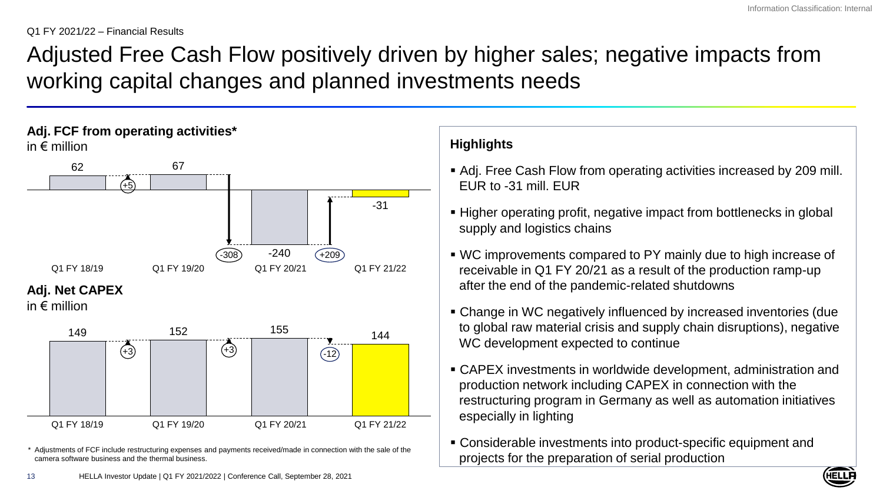Q1 FY 2021/22 – Financial Results

# Adjusted Free Cash Flow positively driven by higher sales; negative impacts from working capital changes and planned investments needs

**Adj. FCF from operating activities***
in € million

62
+5
67
-308
-240
+209
-31

Q1 FY 18/19
Q1 FY 19/20
Q1 FY 20/21
Q1 FY 21/22

**Adj. Net CAPEX**
in € million

149
+3
152
+3
155
-12
144

Q1 FY 18/19
Q1 FY 19/20
Q1 FY 20/21
Q1 FY 21/22

\* Adjustments of FCF include restructuring expenses and payments received/made in connection with the sale of the camera software business and the thermal business.

**Highlights**

- Adj. Free Cash Flow from operating activities increased by 209 mill. EUR to -31 mill. EUR
- Higher operating profit, negative impact from bottlenecks in global supply and logistics chains
- WC improvements compared to PY mainly due to high increase of receivable in Q1 FY 20/21 as a result of the production ramp-up after the end of the pandemic-related shutdowns
- Change in WC negatively influenced by increased inventories (due to global raw material crisis and supply chain disruptions), negative WC development expected to continue
- CAPEX investments in worldwide development, administration and production network including CAPEX in connection with the restructuring program in Germany as well as automation initiatives especially in lighting
- Considerable investments into product-specific equipment and projects for the preparation of serial production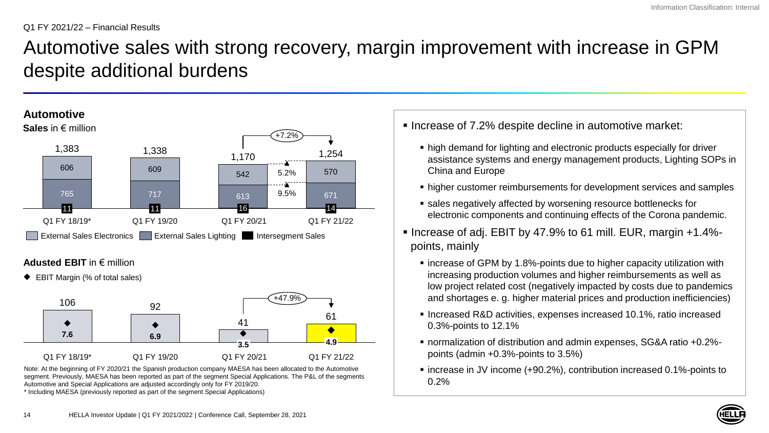Q1 FY 2021/22 – Financial Results

# Automotive sales with strong recovery, margin improvement with increase in GPM despite additional burdens

## Automotive

**Sales** in € million

+7.2%

1,383
606
765
11
Q1 FY 18/19*

1,338
609
717
11
Q1 FY 19/20

1,170
542
613
16
Q1 FY 20/21

5.2%
9.5%

1,254
570
671
14
Q1 FY 21/22

External Sales Electronics | External Sales Lighting | Intersegment Sales

**Adusted EBIT** in € million

◆ EBIT Margin (% of total sales)

+47.9%

106
7.6
Q1 FY 18/19*

92
6.9
Q1 FY 19/20

41
3.5
Q1 FY 20/21

61
4.9
Q1 FY 21/22

Note: At the beginning of FY 2020/21 the Spanish production company MAESA has been allocated to the Automotive segment. Previously, MAESA has been reported as part of the segment Special Applications. The P&L of the segments Automotive and Special Applications are adjusted accordingly only for FY 2019/20.
* Including MAESA (previously reported as part of the segment Special Applications)

- Increase of 7.2% despite decline in automotive market:
  - high demand for lighting and electronic products especially for driver assistance systems and energy management products, Lighting SOPs in China and Europe
  - higher customer reimbursements for development services and samples
  - sales negatively affected by worsening resource bottlenecks for electronic components and continuing effects of the Corona pandemic.
- Increase of adj. EBIT by 47.9% to 61 mill. EUR, margin +1.4%-points, mainly
  - increase of GPM by 1.8%-points due to higher capacity utilization with increasing production volumes and higher reimbursements as well as low project related cost (negatively impacted by costs due to pandemics and shortages e. g. higher material prices and production inefficiencies)
  - Increased R&D activities, expenses increased 10.1%, ratio increased 0.3%-points to 12.1%
  - normalization of distribution and admin expenses, SG&A ratio +0.2%-points (admin +0.3%-points to 3.5%)
  - increase in JV income (+90.2%), contribution increased 0.1%-points to 0.2%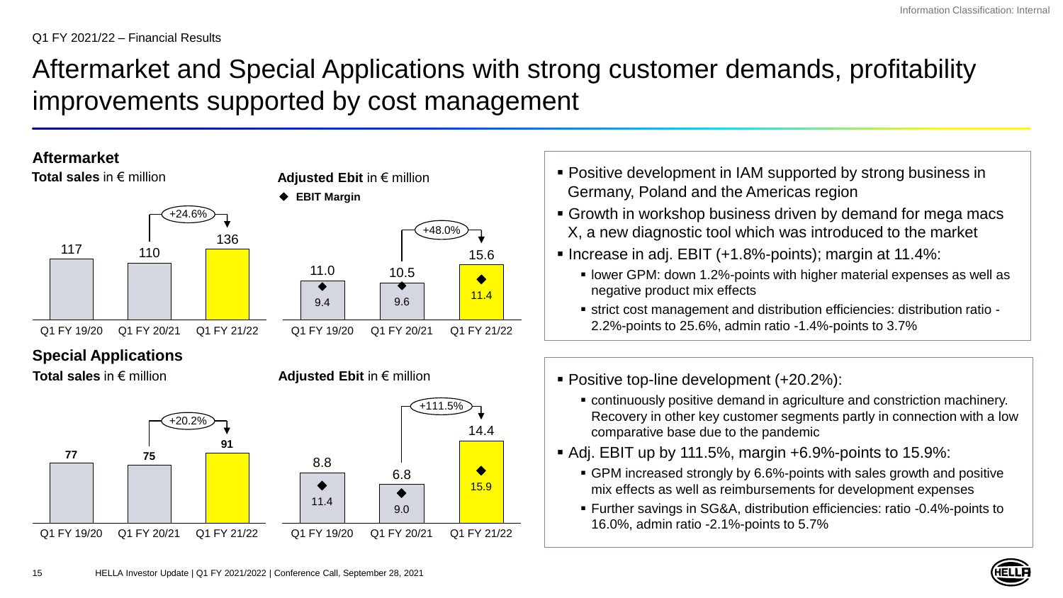Q1 FY 2021/22 – Financial Results

# Aftermarket and Special Applications with strong customer demands, profitability improvements supported by cost management

## Aftermarket

**Total sales** in € million

| | Q1 FY 19/20 | Q1 FY 20/21 | Q1 FY 21/22 |
|---|---|---|---|
| Total sales | 117 | 110 | 136 |

+24.6%

**Adjusted Ebit** in € million

◆ **EBIT Margin**

| | Q1 FY 19/20 | Q1 FY 20/21 | Q1 FY 21/22 |
|---|---|---|---|
| Adjusted Ebit | 11.0 | 10.5 | 15.6 |
| EBIT Margin | 9.4 | 9.6 | 11.4 |

+48.0%

- Positive development in IAM supported by strong business in Germany, Poland and the Americas region
- Growth in workshop business driven by demand for mega macs X, a new diagnostic tool which was introduced to the market
- Increase in adj. EBIT (+1.8%-points); margin at 11.4%:
  - lower GPM: down 1.2%-points with higher material expenses as well as negative product mix effects
  - strict cost management and distribution efficiencies: distribution ratio -2.2%-points to 25.6%, admin ratio -1.4%-points to 3.7%

## Special Applications

**Total sales** in € million

| | Q1 FY 19/20 | Q1 FY 20/21 | Q1 FY 21/22 |
|---|---|---|---|
| Total sales | 77 | 75 | 91 |

+20.2%

**Adjusted Ebit** in € million

| | Q1 FY 19/20 | Q1 FY 20/21 | Q1 FY 21/22 |
|---|---|---|---|
| Adjusted Ebit | 8.8 | 6.8 | 14.4 |
| EBIT Margin | 11.4 | 9.0 | 15.9 |

+111.5%

- Positive top-line development (+20.2%):
  - continuously positive demand in agriculture and constriction machinery. Recovery in other key customer segments partly in connection with a low comparative base due to the pandemic
- Adj. EBIT up by 111.5%, margin +6.9%-points to 15.9%:
  - GPM increased strongly by 6.6%-points with sales growth and positive mix effects as well as reimbursements for development expenses
  - Further savings in SG&A, distribution efficiencies: ratio -0.4%-points to 16.0%, admin ratio -2.1%-points to 5.7%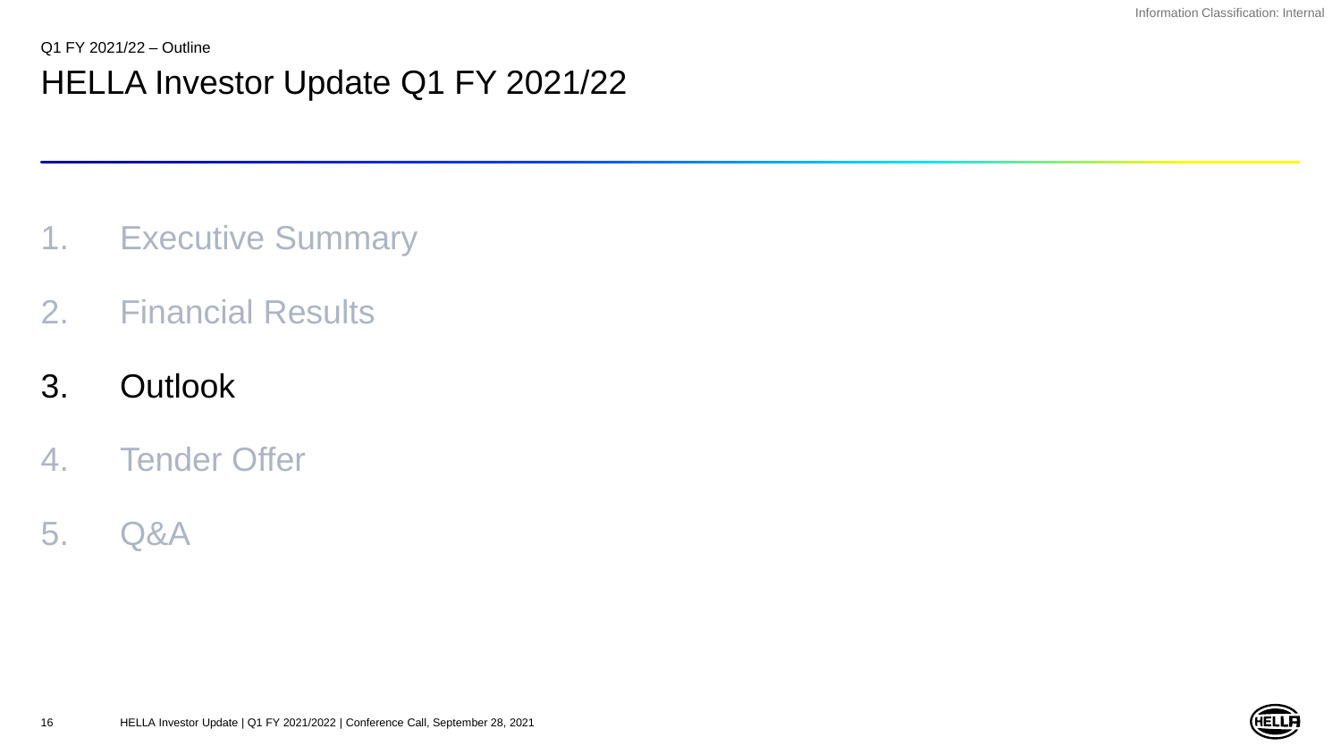Q1 FY 2021/22 – Outline

# HELLA Investor Update Q1 FY 2021/22

1. Executive Summary
2. Financial Results
3. **Outlook**
4. Tender Offer
5. Q&A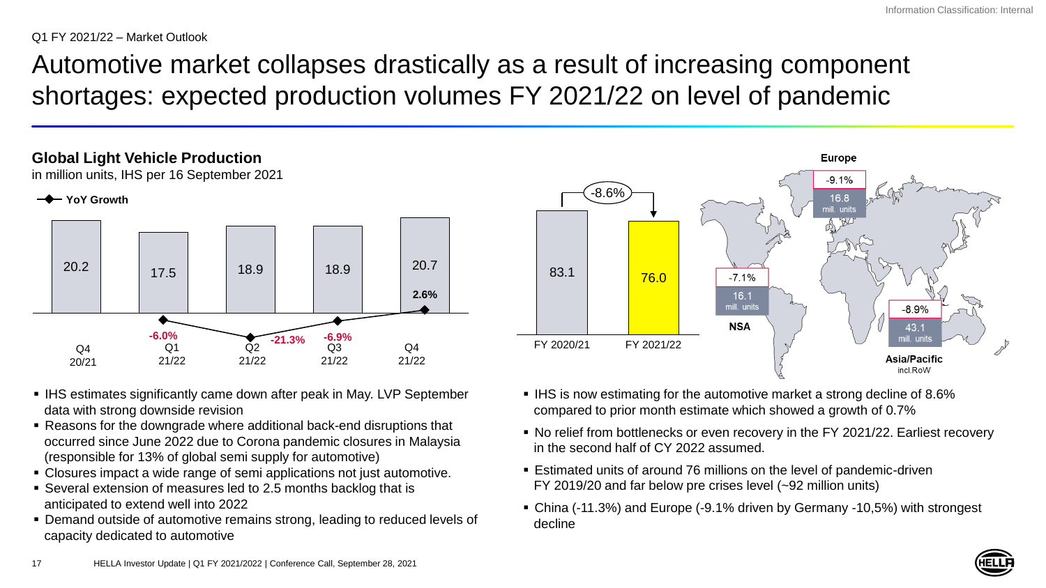Q1 FY 2021/22 – Market Outlook

# Automotive market collapses drastically as a result of increasing component shortages: expected production volumes FY 2021/22 on level of pandemic

## Global Light Vehicle Production

in million units, IHS per 16 September 2021

YoY Growth

20.2
17.5
18.9
18.9
20.7

-6.0%
-21.3%
-6.9%
2.6%

Q4 20/21
Q1 21/22
Q2 21/22
Q3 21/22
Q4 21/22

- IHS estimates significantly came down after peak in May. LVP September data with strong downside revision
- Reasons for the downgrade where additional back-end disruptions that occurred since June 2022 due to Corona pandemic closures in Malaysia (responsible for 13% of global semi supply for automotive)
- Closures impact a wide range of semi applications not just automotive.
- Several extension of measures led to 2.5 months backlog that is anticipated to extend well into 2022
- Demand outside of automotive remains strong, leading to reduced levels of capacity dedicated to automotive

-8.6%

83.1
76.0

FY 2020/21
FY 2021/22

Europe
-9.1%
16.8 mill. units

NSA
-7.1%
16.1 mill. units

Asia/Pacific incl.RoW
-8.9%
43.1 mill. units

- IHS is now estimating for the automotive market a strong decline of 8.6% compared to prior month estimate which showed a growth of 0.7%
- No relief from bottlenecks or even recovery in the FY 2021/22. Earliest recovery in the second half of CY 2022 assumed.
- Estimated units of around 76 millions on the level of pandemic-driven FY 2019/20 and far below pre crises level (~92 million units)
- China (-11.3%) and Europe (-9.1% driven by Germany -10,5%) with strongest decline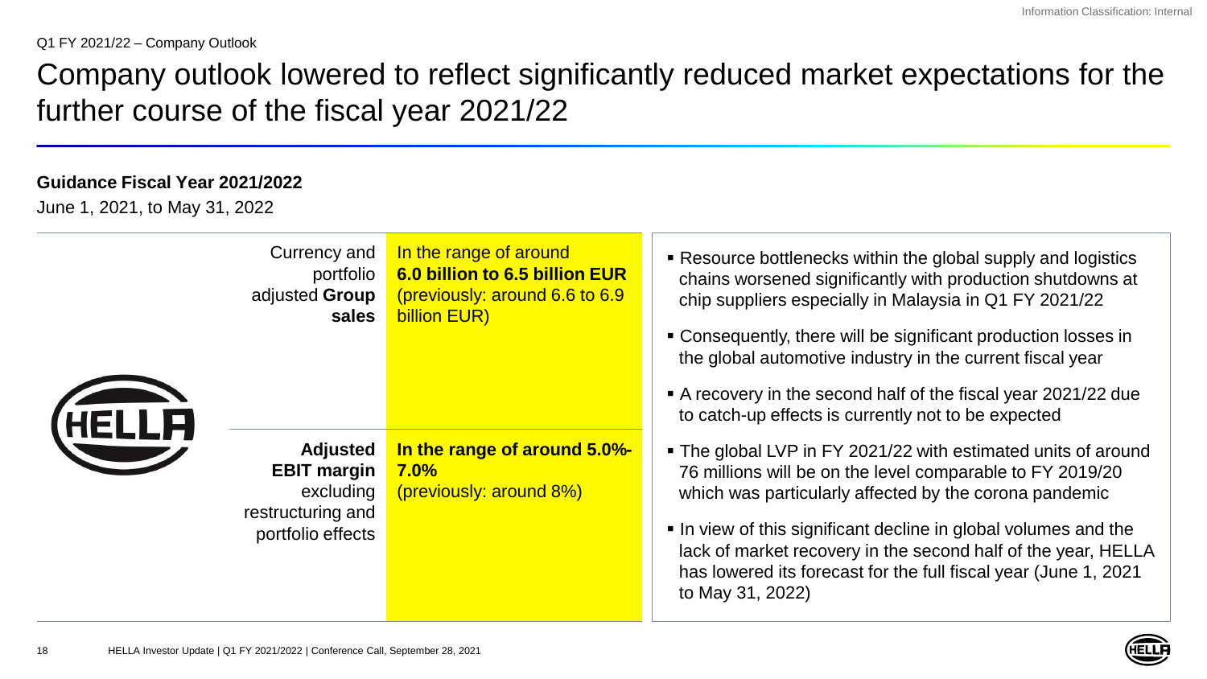Q1 FY 2021/22 – Company Outlook

# Company outlook lowered to reflect significantly reduced market expectations for the further course of the fiscal year 2021/22

**Guidance Fiscal Year 2021/2022**

June 1, 2021, to May 31, 2022

| | |
|---|---|
| Currency and portfolio adjusted **Group sales** | In the range of around **6.0 billion to 6.5 billion EUR** (previously: around 6.6 to 6.9 billion EUR) |
| **Adjusted EBIT margin** excluding restructuring and portfolio effects | **In the range of around 5.0%-7.0%** (previously: around 8%) |

- Resource bottlenecks within the global supply and logistics chains worsened significantly with production shutdowns at chip suppliers especially in Malaysia in Q1 FY 2021/22
- Consequently, there will be significant production losses in the global automotive industry in the current fiscal year
- A recovery in the second half of the fiscal year 2021/22 due to catch-up effects is currently not to be expected
- The global LVP in FY 2021/22 with estimated units of around 76 millions will be on the level comparable to FY 2019/20 which was particularly affected by the corona pandemic
- In view of this significant decline in global volumes and the lack of market recovery in the second half of the year, HELLA has lowered its forecast for the full fiscal year (June 1, 2021 to May 31, 2022)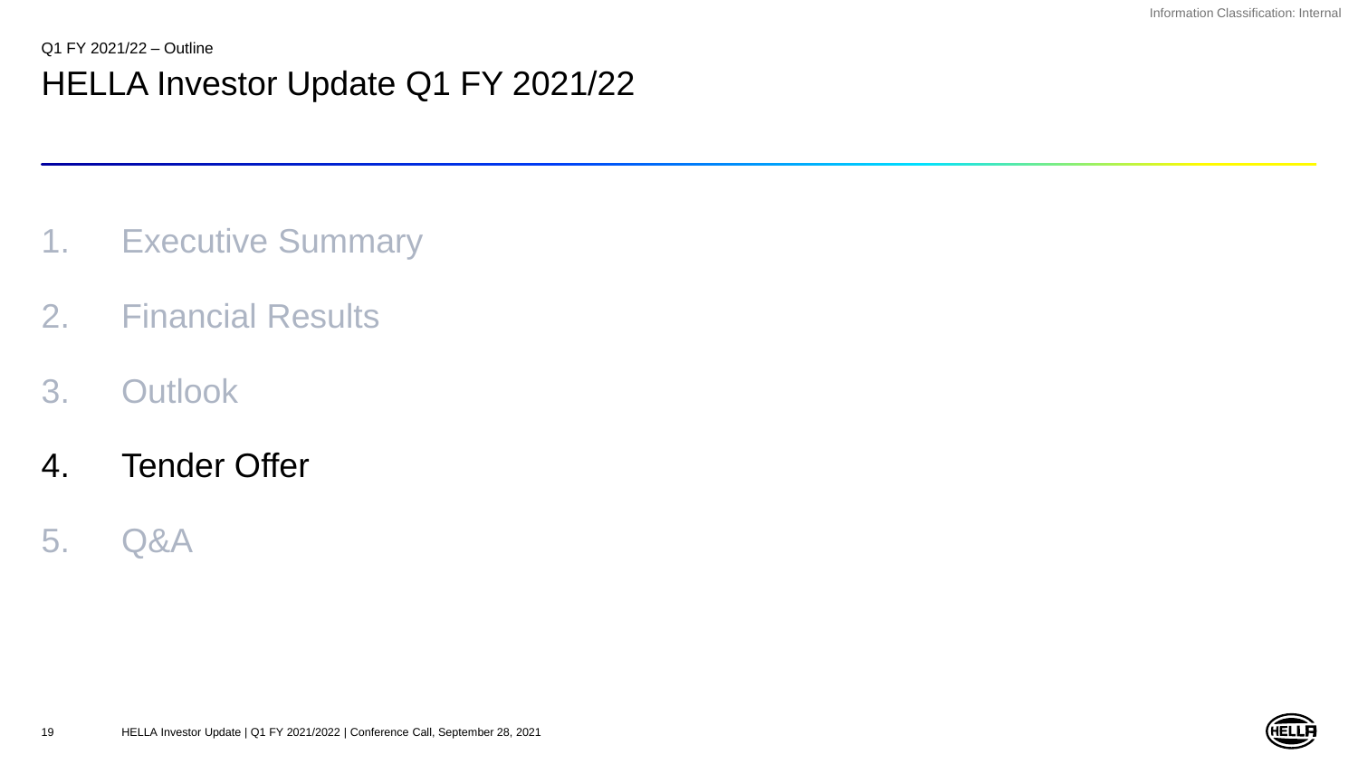Q1 FY 2021/22 – Outline

# HELLA Investor Update Q1 FY 2021/22

1. Executive Summary
2. Financial Results
3. Outlook
4. **Tender Offer**
5. Q&A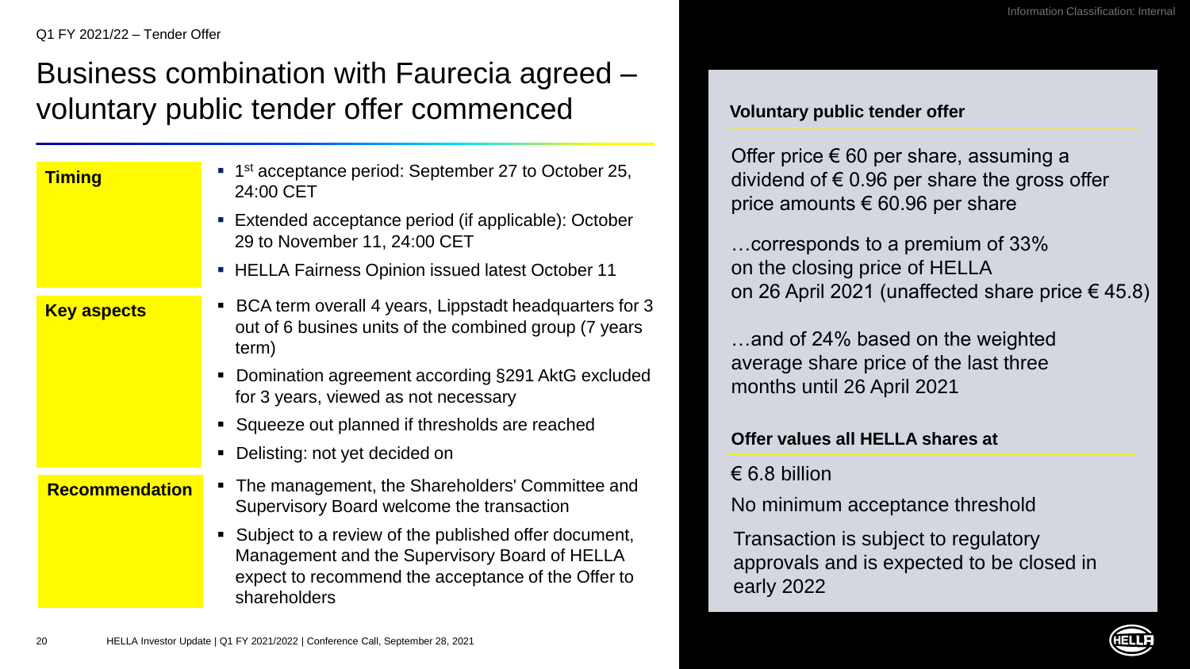Q1 FY 2021/22 – Tender Offer

# Business combination with Faurecia agreed – voluntary public tender offer commenced

**Timing**

- 1st acceptance period: September 27 to October 25, 24:00 CET
- Extended acceptance period (if applicable): October 29 to November 11, 24:00 CET
- HELLA Fairness Opinion issued latest October 11

**Key aspects**

- BCA term overall 4 years, Lippstadt headquarters for 3 out of 6 busines units of the combined group (7 years term)
- Domination agreement according §291 AktG excluded for 3 years, viewed as not necessary
- Squeeze out planned if thresholds are reached
- Delisting: not yet decided on

**Recommendation**

- The management, the Shareholders' Committee and Supervisory Board welcome the transaction
- Subject to a review of the published offer document, Management and the Supervisory Board of HELLA expect to recommend the acceptance of the Offer to shareholders

**Voluntary public tender offer**

Offer price € 60 per share, assuming a dividend of € 0.96 per share the gross offer price amounts € 60.96 per share

…corresponds to a premium of 33% on the closing price of HELLA on 26 April 2021 (unaffected share price € 45.8)

…and of 24% based on the weighted average share price of the last three months until 26 April 2021

**Offer values all HELLA shares at**

€ 6.8 billion

No minimum acceptance threshold

Transaction is subject to regulatory approvals and is expected to be closed in early 2022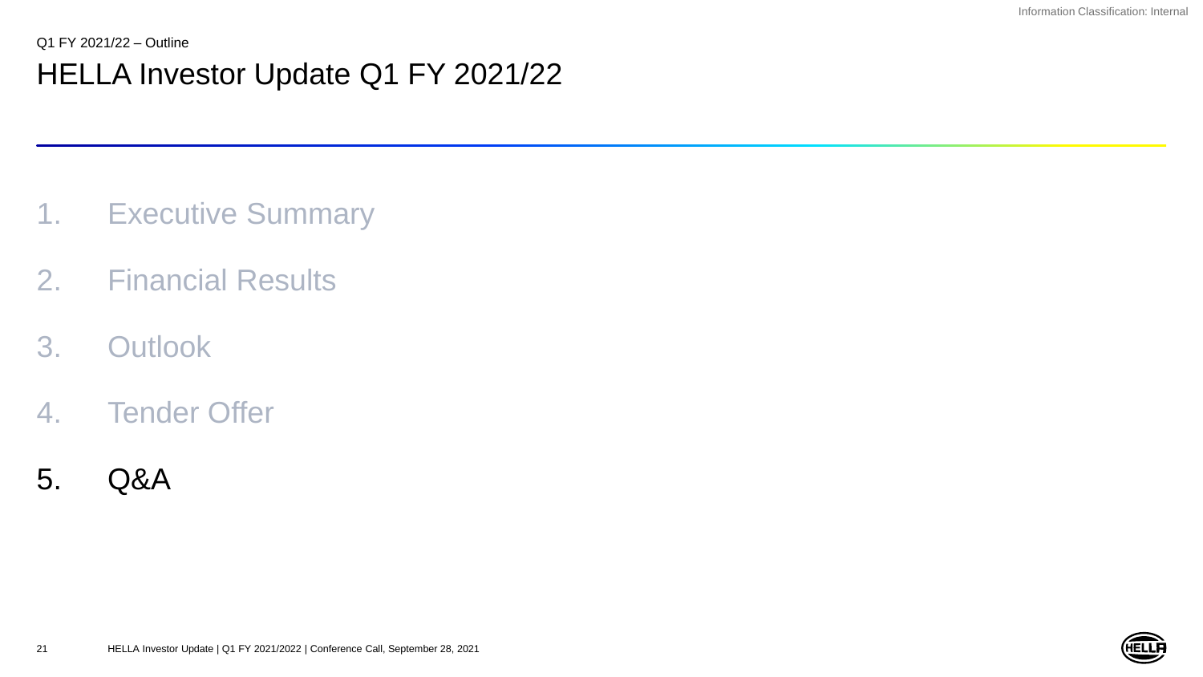Q1 FY 2021/22 – Outline

# HELLA Investor Update Q1 FY 2021/22

1. Executive Summary
2. Financial Results
3. Outlook
4. Tender Offer
5. Q&A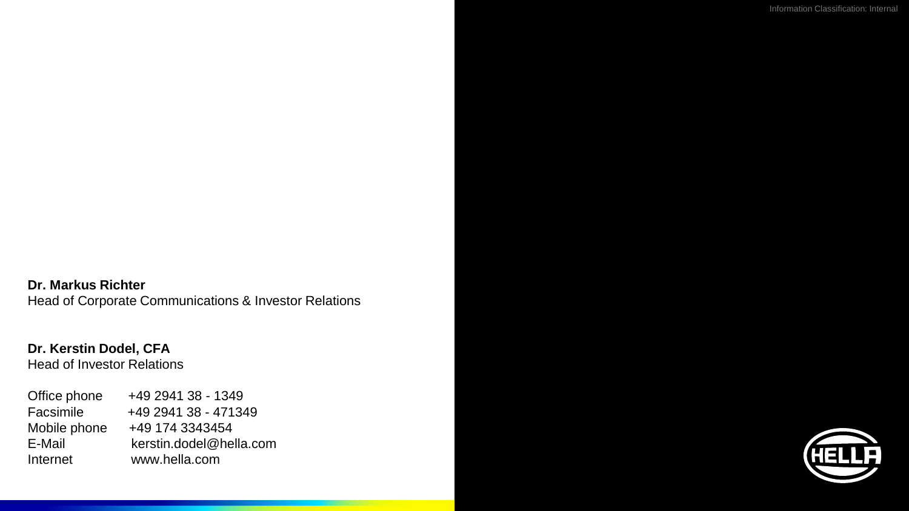**Dr. Markus Richter**
Head of Corporate Communications & Investor Relations

**Dr. Kerstin Dodel, CFA**
Head of Investor Relations

| | |
|---|---|
| Office phone | +49 2941 38 - 1349 |
| Facsimile | +49 2941 38 - 471349 |
| Mobile phone | +49 174 3343454 |
| E-Mail | kerstin.dodel@hella.com |
| Internet | www.hella.com |

HELLA